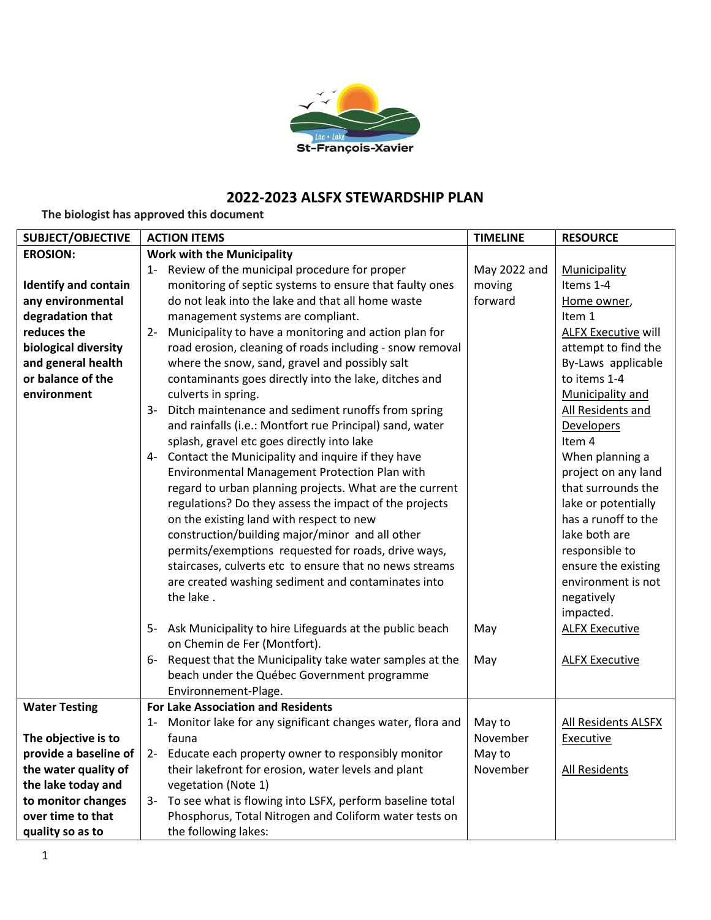# 2022-2023 ALSFX STEWARDSHIP PLAN

**The biologist has approved this document**

| SUBJECT/OBJECTIVE | ACTION ITEMS | TIMELINE | RESOURCE |
|---|---|---|---|
| **EROSION:**<br><br>**Identify and contain any environmental degradation that reduces the biological diversity and general health or balance of the environment** | **Work with the Municipality**<br>1- Review of the municipal procedure for proper monitoring of septic systems to ensure that faulty ones do not leak into the lake and that all home waste management systems are compliant.<br>2- Municipality to have a monitoring and action plan for road erosion, cleaning of roads including - snow removal where the snow, sand, gravel and possibly salt contaminants goes directly into the lake, ditches and culverts in spring.<br>3- Ditch maintenance and sediment runoffs from spring and rainfalls (i.e.: Montfort rue Principal) sand, water splash, gravel etc goes directly into lake<br>4- Contact the Municipality and inquire if they have Environmental Management Protection Plan with regard to urban planning projects. What are the current regulations? Do they assess the impact of the projects on the existing land with respect to new construction/building major/minor and all other permits/exemptions requested for roads, drive ways, staircases, culverts etc to ensure that no news streams are created washing sediment and contaminates into the lake . | May 2022 and moving forward | Municipality Items 1-4<br>Home owner, Item 1<br>ALFX Executive will attempt to find the By-Laws applicable to items 1-4<br>Municipality and All Residents and Developers Item 4<br>When planning a project on any land that surrounds the lake or potentially has a runoff to the lake both are responsible to ensure the existing environment is not negatively impacted. |
| | 5- Ask Municipality to hire Lifeguards at the public beach on Chemin de Fer (Montfort). | May | ALFX Executive |
| | 6- Request that the Municipality take water samples at the beach under the Québec Government programme Environnement-Plage. | May | ALFX Executive |
| **Water Testing**<br><br>**The objective is to provide a baseline of the water quality of the lake today and to monitor changes over time to that quality so as to** | **For Lake Association and Residents**<br>1- Monitor lake for any significant changes water, flora and fauna<br>2- Educate each property owner to responsibly monitor their lakefront for erosion, water levels and plant vegetation (Note 1)<br>3- To see what is flowing into LSFX, perform baseline total Phosphorus, Total Nitrogen and Coliform water tests on the following lakes: | May to November<br>May to November | All Residents ALSFX Executive<br><br>All Residents |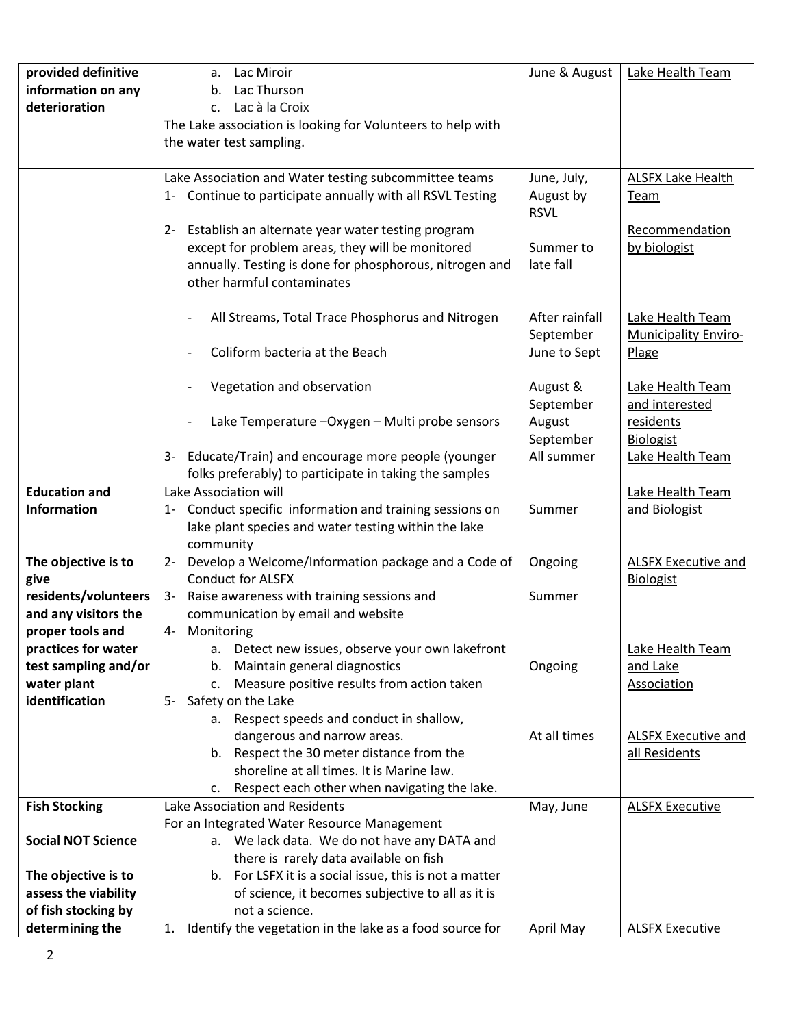| | | | |
|---|---|---|---|
| **provided definitive information on any deterioration** | a. Lac Miroir<br>b. Lac Thurson<br>c. Lac à la Croix<br>The Lake association is looking for Volunteers to help with the water test sampling. | June & August | Lake Health Team |
| | Lake Association and Water testing subcommittee teams<br>1- Continue to participate annually with all RSVL Testing<br><br>2- Establish an alternate year water testing program except for problem areas, they will be monitored annually. Testing is done for phosphorous, nitrogen and other harmful contaminates<br><br>- All Streams, Total Trace Phosphorus and Nitrogen<br><br>- Coliform bacteria at the Beach<br><br>- Vegetation and observation<br><br>- Lake Temperature –Oxygen – Multi probe sensors<br><br>3- Educate/Train) and encourage more people (younger folks preferably) to participate in taking the samples | June, July, August by RSVL<br><br>Summer to late fall<br><br>After rainfall September<br>June to Sept<br><br>August & September<br>August September<br>All summer | ALSFX Lake Health Team<br><br>Recommendation by biologist<br><br>Lake Health Team<br>Municipality Enviro-Plage<br><br>Lake Health Team and interested residents<br>Biologist<br>Lake Health Team |
| **Education and Information**<br><br>**The objective is to give residents/volunteers and any visitors the proper tools and practices for water test sampling and/or water plant identification** | Lake Association will<br>1- Conduct specific information and training sessions on lake plant species and water testing within the lake community<br>2- Develop a Welcome/Information package and a Code of Conduct for ALSFX<br>3- Raise awareness with training sessions and communication by email and website<br>4- Monitoring<br>a. Detect new issues, observe your own lakefront<br>b. Maintain general diagnostics<br>c. Measure positive results from action taken<br>5- Safety on the Lake<br>a. Respect speeds and conduct in shallow, dangerous and narrow areas.<br>b. Respect the 30 meter distance from the shoreline at all times. It is Marine law.<br>c. Respect each other when navigating the lake. | Summer<br><br>Ongoing<br><br>Summer<br><br>Ongoing<br><br>At all times | Lake Health Team and Biologist<br><br>ALSFX Executive and Biologist<br><br>Lake Health Team and Lake Association<br><br>ALSFX Executive and all Residents |
| **Fish Stocking**<br><br>**Social NOT Science**<br><br>**The objective is to assess the viability of fish stocking by determining the** | Lake Association and Residents<br>For an Integrated Water Resource Management<br>a. We lack data. We do not have any DATA and there is rarely data available on fish<br>b. For LSFX it is a social issue, this is not a matter of science, it becomes subjective to all as it is not a science.<br>1. Identify the vegetation in the lake as a food source for | May, June<br><br><br><br><br><br>April May | ALSFX Executive<br><br><br><br><br><br>ALSFX Executive |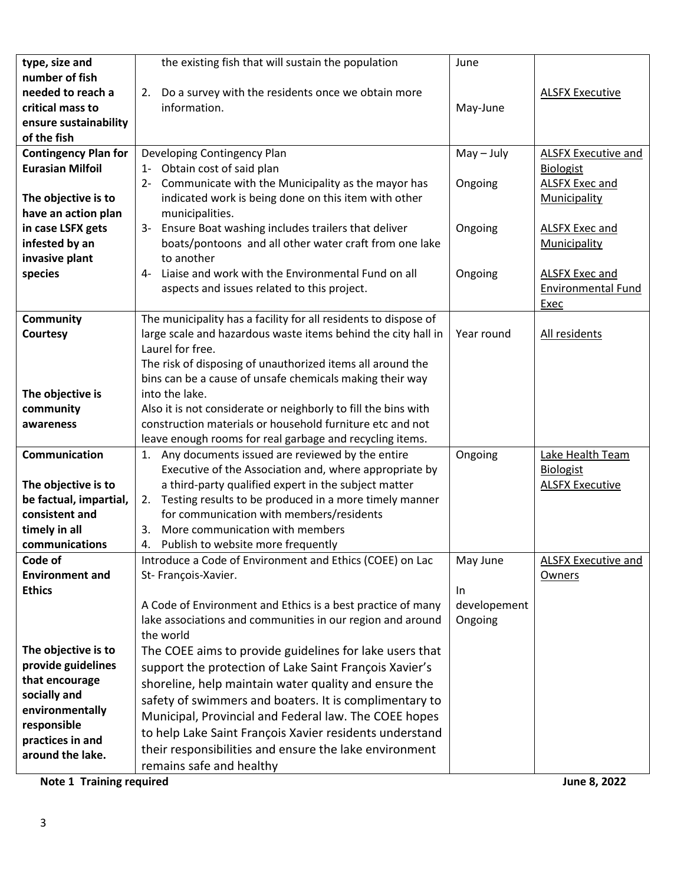| | | | |
|---|---|---|---|
| **type, size and number of fish needed to reach a critical mass to ensure sustainability of the fish** | the existing fish that will sustain the population<br><br>2. Do a survey with the residents once we obtain more information. | June<br><br>May-June | ALSFX Executive |
| **Contingency Plan for Eurasian Milfoil**<br><br>**The objective is to have an action plan in case LSFX gets infested by an invasive plant species** | Developing Contingency Plan<br>1- Obtain cost of said plan<br>2- Communicate with the Municipality as the mayor has indicated work is being done on this item with other municipalities.<br>3- Ensure Boat washing includes trailers that deliver boats/pontoons and all other water craft from one lake to another<br>4- Liaise and work with the Environmental Fund on all aspects and issues related to this project. | May – July<br><br>Ongoing<br><br>Ongoing<br><br>Ongoing | ALSFX Executive and Biologist<br>ALSFX Exec and Municipality<br>ALSFX Exec and Municipality<br>ALSFX Exec and Environmental Fund Exec |
| **Community Courtesy**<br><br>**The objective is community awareness** | The municipality has a facility for all residents to dispose of large scale and hazardous waste items behind the city hall in Laurel for free.<br>The risk of disposing of unauthorized items all around the bins can be a cause of unsafe chemicals making their way into the lake.<br>Also it is not considerate or neighborly to fill the bins with construction materials or household furniture etc and not leave enough rooms for real garbage and recycling items. | Year round | All residents |
| **Communication**<br><br>**The objective is to be factual, impartial, consistent and timely in all communications** | 1. Any documents issued are reviewed by the entire Executive of the Association and, where appropriate by a third-party qualified expert in the subject matter<br>2. Testing results to be produced in a more timely manner for communication with members/residents<br>3. More communication with members<br>4. Publish to website more frequently | Ongoing | Lake Health Team<br>Biologist<br>ALSFX Executive |
| **Code of Environment and Ethics**<br><br>**The objective is to provide guidelines that encourage socially and environmentally responsible practices in and around the lake.** | Introduce a Code of Environment and Ethics (COEE) on Lac St- François-Xavier.<br><br>A Code of Environment and Ethics is a best practice of many lake associations and communities in our region and around the world<br>The COEE aims to provide guidelines for lake users that support the protection of Lake Saint François Xavier's shoreline, help maintain water quality and ensure the safety of swimmers and boaters. It is complimentary to Municipal, Provincial and Federal law. The COEE hopes to help Lake Saint François Xavier residents understand their responsibilities and ensure the lake environment remains safe and healthy | May June<br><br>In developement<br>Ongoing | ALSFX Executive and Owners |

**Note 1 Training required** **June 8, 2022**